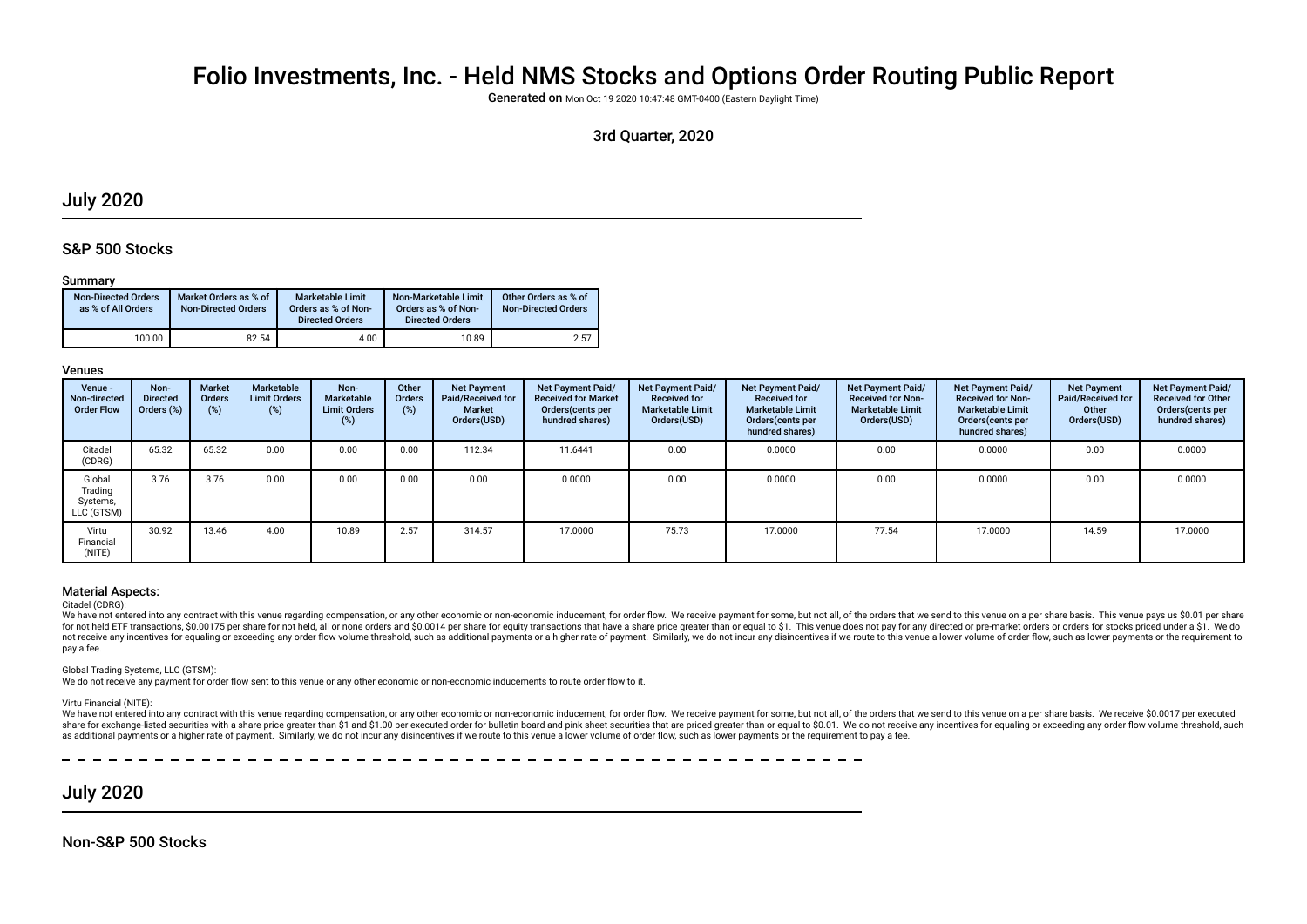# Folio Investments, Inc. - Held NMS Stocks and Options Order Routing Public Report

**Generated on** Mon Oct 19 2020 10:47:48 GMT-0400 (Eastern Daylight Time)

3rd Quarter, 2020

## July 2020

### S&P 500 Stocks

#### Summary

| Non-Directed Orders as % of All Orders | Market Orders as % of Non-Directed Orders | Marketable Limit Orders as % of Non-Directed Orders | Non-Marketable Limit Orders as % of Non-Directed Orders | Other Orders as % of Non-Directed Orders |
|---|---|---|---|---|
| 100.00 | 82.54 | 4.00 | 10.89 | 2.57 |

#### Venues

| Venue - Non-directed Order Flow | Non-Directed Orders (%) | Market Orders (%) | Marketable Limit Orders (%) | Non-Marketable Limit Orders (%) | Other Orders (%) | Net Payment Paid/Received for Market Orders(USD) | Net Payment Paid/ Received for Market Orders(cents per hundred shares) | Net Payment Paid/ Received for Marketable Limit Orders(USD) | Net Payment Paid/ Received for Marketable Limit Orders(cents per hundred shares) | Net Payment Paid/ Received for Non-Marketable Limit Orders(USD) | Net Payment Paid/ Received for Non-Marketable Limit Orders(cents per hundred shares) | Net Payment Paid/Received for Other Orders(USD) | Net Payment Paid/ Received for Other Orders(cents per hundred shares) |
|---|---|---|---|---|---|---|---|---|---|---|---|---|---|
| Citadel (CDRG) | 65.32 | 65.32 | 0.00 | 0.00 | 0.00 | 112.34 | 11.6441 | 0.00 | 0.0000 | 0.00 | 0.0000 | 0.00 | 0.0000 |
| Global Trading Systems, LLC (GTSM) | 3.76 | 3.76 | 0.00 | 0.00 | 0.00 | 0.00 | 0.0000 | 0.00 | 0.0000 | 0.00 | 0.0000 | 0.00 | 0.0000 |
| Virtu Financial (NITE) | 30.92 | 13.46 | 4.00 | 10.89 | 2.57 | 314.57 | 17.0000 | 75.73 | 17.0000 | 77.54 | 17.0000 | 14.59 | 17.0000 |

#### Material Aspects:

Citadel (CDRG):

We have not entered into any contract with this venue regarding compensation, or any other economic or non-economic inducement, for order flow. We receive payment for some, but not all, of the orders that we send to this venue on a per share basis. This venue pays us $0.01 per share for not held ETF transactions, $0.00175 per share for not held, all or none orders and $0.0014 per share for equity transactions that have a share price greater than or equal to $1. This venue does not pay for any directed or pre-market orders or orders for stocks priced under a $1. We do not receive any incentives for equaling or exceeding any order flow volume threshold, such as additional payments or a higher rate of payment. Similarly, we do not incur any disincentives if we route to this venue a lower volume of order flow, such as lower payments or the requirement to pay a fee.

Global Trading Systems, LLC (GTSM):

We do not receive any payment for order flow sent to this venue or any other economic or non-economic inducements to route order flow to it.

Virtu Financial (NITE):

We have not entered into any contract with this venue regarding compensation, or any other economic or non-economic inducement, for order flow. We receive payment for some, but not all, of the orders that we send to this venue on a per share basis. We receive $0.0017 per executed share for exchange-listed securities with a share price greater than $1 and $1.00 per executed order for bulletin board and pink sheet securities that are priced greater than or equal to $0.01. We do not receive any incentives for equaling or exceeding any order flow volume threshold, such as additional payments or a higher rate of payment. Similarly, we do not incur any disincentives if we route to this venue a lower volume of order flow, such as lower payments or the requirement to pay a fee.

## July 2020

### Non-S&P 500 Stocks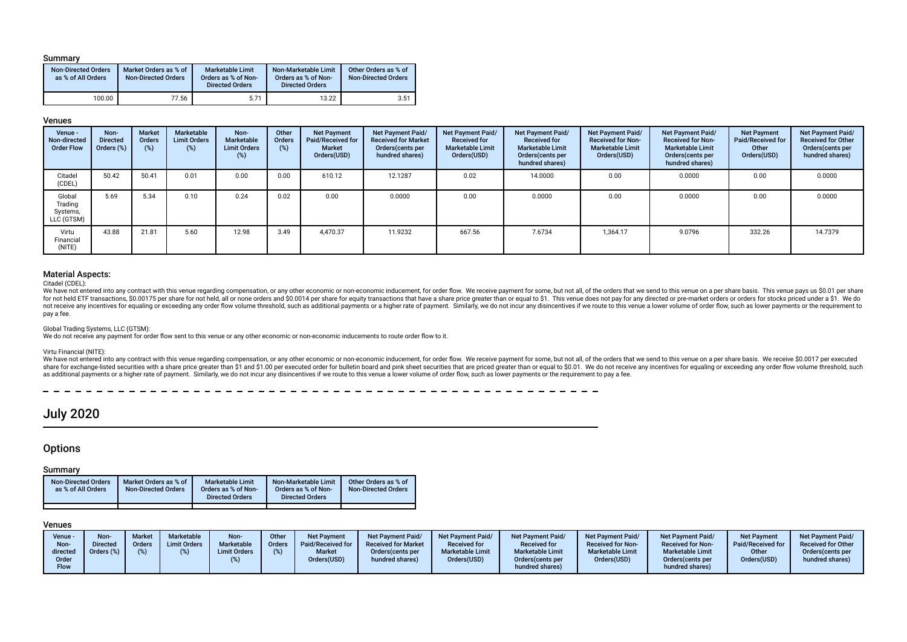### Summary

| Non-Directed Orders as % of All Orders | Market Orders as % of Non-Directed Orders | Marketable Limit Orders as % of Non-Directed Orders | Non-Marketable Limit Orders as % of Non-Directed Orders | Other Orders as % of Non-Directed Orders |
|---|---|---|---|---|
| 100.00 | 77.56 | 5.71 | 13.22 | 3.51 |

### Venues

| Venue - Non-directed Order Flow | Non-Directed Orders (%) | Market Orders (%) | Marketable Limit Orders (%) | Non-Marketable Limit Orders (%) | Other Orders (%) | Net Payment Paid/Received for Market Orders(USD) | Net Payment Paid/Received for Market Orders(cents per hundred shares) | Net Payment Paid/Received for Marketable Limit Orders(USD) | Net Payment Paid/Received for Marketable Limit Orders(cents per hundred shares) | Net Payment Paid/Received for Non-Marketable Limit Orders(USD) | Net Payment Paid/Received for Non-Marketable Limit Orders(cents per hundred shares) | Net Payment Paid/Received for Other Orders(USD) | Net Payment Paid/Received for Other Orders(cents per hundred shares) |
|---|---|---|---|---|---|---|---|---|---|---|---|---|---|
| Citadel (CDEL) | 50.42 | 50.41 | 0.01 | 0.00 | 0.00 | 610.12 | 12.1287 | 0.02 | 14.0000 | 0.00 | 0.0000 | 0.00 | 0.0000 |
| Global Trading Systems, LLC (GTSM) | 5.69 | 5.34 | 0.10 | 0.24 | 0.02 | 0.00 | 0.0000 | 0.00 | 0.0000 | 0.00 | 0.0000 | 0.00 | 0.0000 |
| Virtu Financial (NITE) | 43.88 | 21.81 | 5.60 | 12.98 | 3.49 | 4,470.37 | 11.9232 | 667.56 | 7.6734 | 1,364.17 | 9.0796 | 332.26 | 14.7379 |

### Material Aspects:

Citadel (CDEL):

We have not entered into any contract with this venue regarding compensation, or any other economic or non-economic inducement, for order flow. We receive payment for some, but not all, of the orders that we send to this venue on a per share basis. This venue pays us $0.01 per share for not held ETF transactions, $0.00175 per share for not held, all or none orders and $0.0014 per share for equity transactions that have a share price greater than or equal to $1. This venue does not pay for any directed or pre-market orders or orders for stocks priced under a $1. We do not receive any incentives for equaling or exceeding any order flow volume threshold, such as additional payments or a higher rate of payment. Similarly, we do not incur any disincentives if we route to this venue a lower volume of order flow, such as lower payments or the requirement to pay a fee.

Global Trading Systems, LLC (GTSM):

We do not receive any payment for order flow sent to this venue or any other economic or non-economic inducements to route order flow to it.

Virtu Financial (NITE):

We have not entered into any contract with this venue regarding compensation, or any other economic or non-economic inducement, for order flow. We receive payment for some, but not all, of the orders that we send to this venue on a per share basis. We receive $0.0017 per executed share for exchange-listed securities with a share price greater than $1 and $1.00 per executed order for bulletin board and pink sheet securities that are priced greater than or equal to $0.01. We do not receive any incentives for equaling or exceeding any order flow volume threshold, such as additional payments or a higher rate of payment. Similarly, we do not incur any disincentives if we route to this venue a lower volume of order flow, such as lower payments or the requirement to pay a fee.

# July 2020

## Options

### Summary

| Non-Directed Orders as % of All Orders | Market Orders as % of Non-Directed Orders | Marketable Limit Orders as % of Non-Directed Orders | Non-Marketable Limit Orders as % of Non-Directed Orders | Other Orders as % of Non-Directed Orders |
|---|---|---|---|---|
| | | | | |

### Venues

| Venue - Non-directed Order Flow | Non-Directed Orders (%) | Market Orders (%) | Marketable Limit Orders (%) | Non-Marketable Limit Orders (%) | Other Orders (%) | Net Payment Paid/Received for Market Orders(USD) | Net Payment Paid/Received for Market Orders(cents per hundred shares) | Net Payment Paid/Received for Marketable Limit Orders(USD) | Net Payment Paid/Received for Marketable Limit Orders(cents per hundred shares) | Net Payment Paid/Received for Non-Marketable Limit Orders(USD) | Net Payment Paid/Received for Non-Marketable Limit Orders(cents per hundred shares) | Net Payment Paid/Received for Other Orders(USD) | Net Payment Paid/Received for Other Orders(cents per hundred shares) |
|---|---|---|---|---|---|---|---|---|---|---|---|---|---|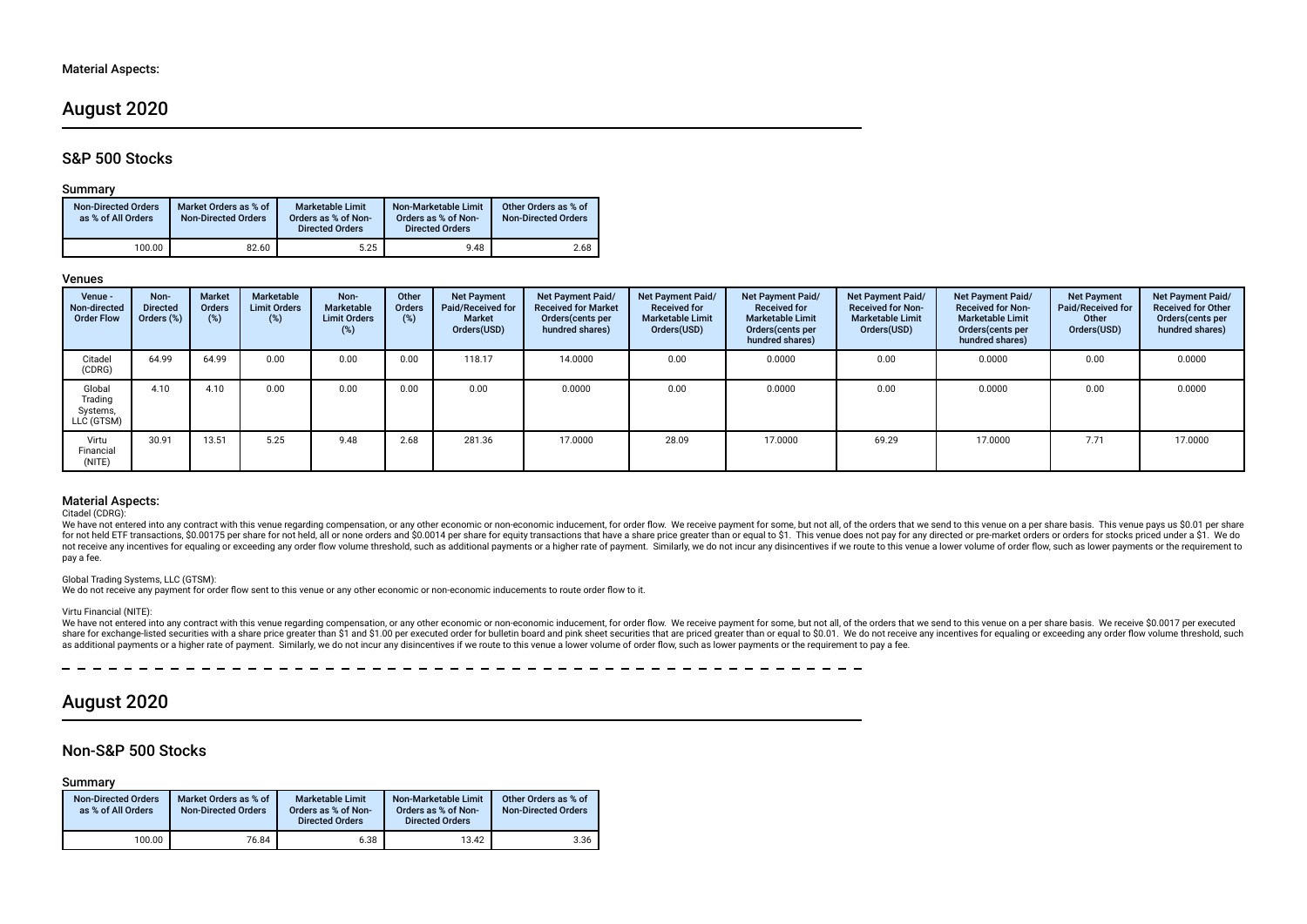Material Aspects:

# August 2020

## S&P 500 Stocks

### Summary

| Non-Directed Orders as % of All Orders | Market Orders as % of Non-Directed Orders | Marketable Limit Orders as % of Non-Directed Orders | Non-Marketable Limit Orders as % of Non-Directed Orders | Other Orders as % of Non-Directed Orders |
|---|---|---|---|---|
| 100.00 | 82.60 | 5.25 | 9.48 | 2.68 |

### Venues

| Venue - Non-directed Order Flow | Non-Directed Orders (%) | Market Orders (%) | Marketable Limit Orders (%) | Non-Marketable Limit Orders (%) | Other Orders (%) | Net Payment Paid/Received for Market Orders(USD) | Net Payment Paid/Received for Market Orders(cents per hundred shares) | Net Payment Paid/Received for Marketable Limit Orders(USD) | Net Payment Paid/Received for Marketable Limit Orders(cents per hundred shares) | Net Payment Paid/Received for Non-Marketable Limit Orders(USD) | Net Payment Paid/Received for Non-Marketable Limit Orders(cents per hundred shares) | Net Payment Paid/Received for Other Orders(USD) | Net Payment Paid/Received for Other Orders(cents per hundred shares) |
|---|---|---|---|---|---|---|---|---|---|---|---|---|---|
| Citadel (CDRG) | 64.99 | 64.99 | 0.00 | 0.00 | 0.00 | 118.17 | 14.0000 | 0.00 | 0.0000 | 0.00 | 0.0000 | 0.00 | 0.0000 |
| Global Trading Systems, LLC (GTSM) | 4.10 | 4.10 | 0.00 | 0.00 | 0.00 | 0.00 | 0.0000 | 0.00 | 0.0000 | 0.00 | 0.0000 | 0.00 | 0.0000 |
| Virtu Financial (NITE) | 30.91 | 13.51 | 5.25 | 9.48 | 2.68 | 281.36 | 17.0000 | 28.09 | 17.0000 | 69.29 | 17.0000 | 7.71 | 17.0000 |

### Material Aspects:

Citadel (CDRG):

We have not entered into any contract with this venue regarding compensation, or any other economic or non-economic inducement, for order flow. We receive payment for some, but not all, of the orders that we send to this venue on a per share basis. This venue pays us $0.01 per share for not held ETF transactions, $0.00175 per share for not held, all or none orders and $0.0014 per share for equity transactions that have a share price greater than or equal to $1. This venue does not pay for any directed or pre-market orders or orders for stocks priced under a $1. We do not receive any incentives for equaling or exceeding any order flow volume threshold, such as additional payments or a higher rate of payment. Similarly, we do not incur any disincentives if we route to this venue a lower volume of order flow, such as lower payments or the requirement to pay a fee.

Global Trading Systems, LLC (GTSM):

We do not receive any payment for order flow sent to this venue or any other economic or non-economic inducements to route order flow to it.

Virtu Financial (NITE):

We have not entered into any contract with this venue regarding compensation, or any other economic or non-economic inducement, for order flow. We receive payment for some, but not all, of the orders that we send to this venue on a per share basis. We receive $0.0017 per executed share for exchange-listed securities with a share price greater than $1 and $1.00 per executed order for bulletin board and pink sheet securities that are priced greater than or equal to $0.01. We do not receive any incentives for equaling or exceeding any order flow volume threshold, such as additional payments or a higher rate of payment. Similarly, we do not incur any disincentives if we route to this venue a lower volume of order flow, such as lower payments or the requirement to pay a fee.

# August 2020

## Non-S&P 500 Stocks

### Summary

| Non-Directed Orders as % of All Orders | Market Orders as % of Non-Directed Orders | Marketable Limit Orders as % of Non-Directed Orders | Non-Marketable Limit Orders as % of Non-Directed Orders | Other Orders as % of Non-Directed Orders |
|---|---|---|---|---|
| 100.00 | 76.84 | 6.38 | 13.42 | 3.36 |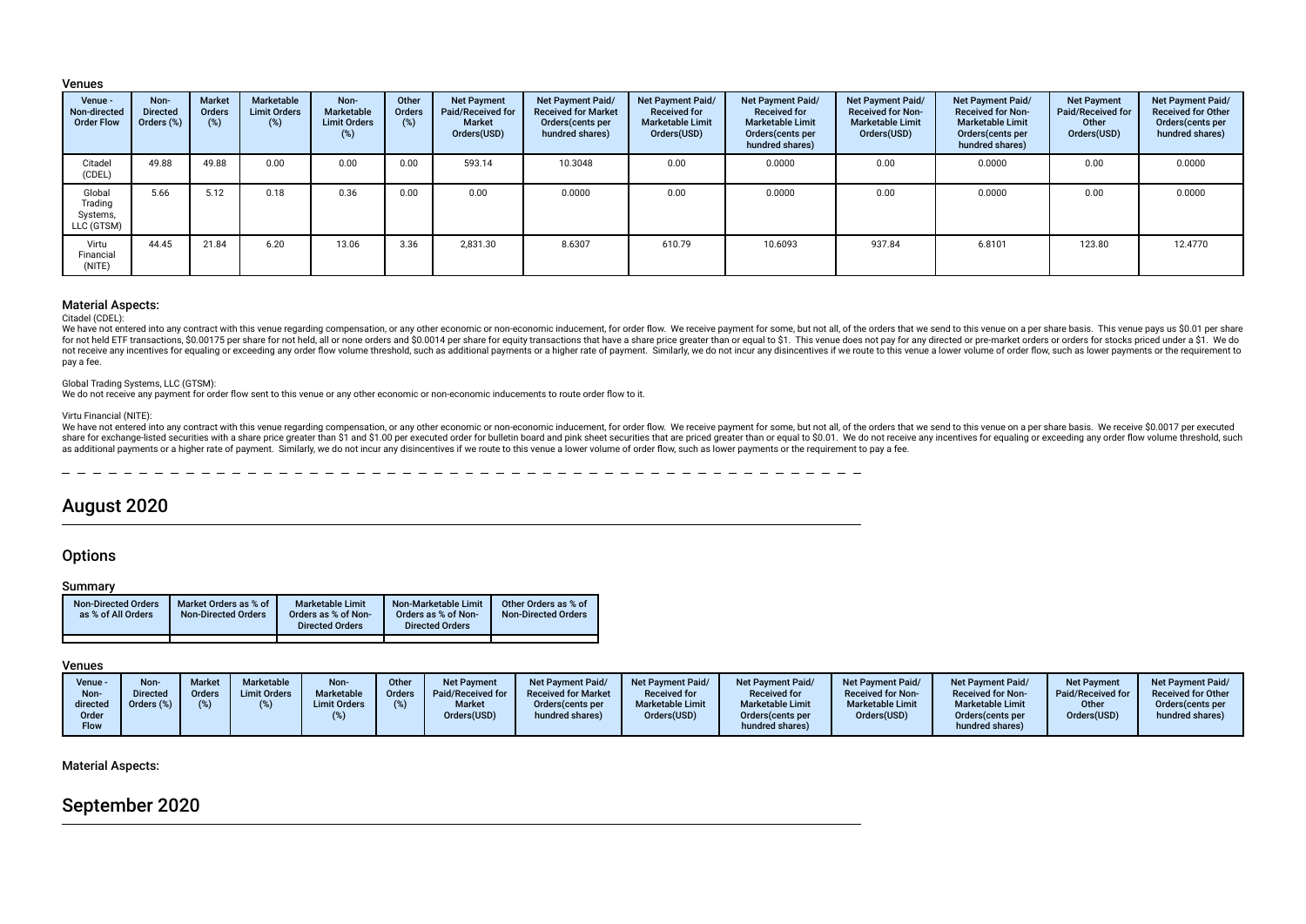### Venues

| Venue - Non-directed Order Flow | Non-Directed Orders (%) | Market Orders (%) | Marketable Limit Orders (%) | Non-Marketable Limit Orders (%) | Other Orders (%) | Net Payment Paid/Received for Market Orders(USD) | Net Payment Paid/Received for Market Orders(cents per hundred shares) | Net Payment Paid/Received for Marketable Limit Orders(USD) | Net Payment Paid/Received for Marketable Limit Orders(cents per hundred shares) | Net Payment Paid/Received for Non-Marketable Limit Orders(USD) | Net Payment Paid/Received for Non-Marketable Limit Orders(cents per hundred shares) | Net Payment Paid/Received for Other Orders(USD) | Net Payment Paid/Received for Other Orders(cents per hundred shares) |
|---|---|---|---|---|---|---|---|---|---|---|---|---|---|
| Citadel (CDEL) | 49.88 | 49.88 | 0.00 | 0.00 | 0.00 | 593.14 | 10.3048 | 0.00 | 0.0000 | 0.00 | 0.0000 | 0.00 | 0.0000 |
| Global Trading Systems, LLC (GTSM) | 5.66 | 5.12 | 0.18 | 0.36 | 0.00 | 0.00 | 0.0000 | 0.00 | 0.0000 | 0.00 | 0.0000 | 0.00 | 0.0000 |
| Virtu Financial (NITE) | 44.45 | 21.84 | 6.20 | 13.06 | 3.36 | 2,831.30 | 8.6307 | 610.79 | 10.6093 | 937.84 | 6.8101 | 123.80 | 12.4770 |

### Material Aspects:

Citadel (CDEL):

We have not entered into any contract with this venue regarding compensation, or any other economic or non-economic inducement, for order flow. We receive payment for some, but not all, of the orders that we send to this venue on a per share basis. This venue pays us $0.01 per share for not held ETF transactions, $0.00175 per share for not held, all or none orders and $0.0014 per share for equity transactions that have a share price greater than or equal to $1. This venue does not pay for any directed or pre-market orders or orders for stocks priced under a $1. We do not receive any incentives for equaling or exceeding any order flow volume threshold, such as additional payments or a higher rate of payment. Similarly, we do not incur any disincentives if we route to this venue a lower volume of order flow, such as lower payments or the requirement to pay a fee.

Global Trading Systems, LLC (GTSM):

We do not receive any payment for order flow sent to this venue or any other economic or non-economic inducements to route order flow to it.

Virtu Financial (NITE):

We have not entered into any contract with this venue regarding compensation, or any other economic or non-economic inducement, for order flow. We receive payment for some, but not all, of the orders that we send to this venue on a per share basis. We receive $0.0017 per executed share for exchange-listed securities with a share price greater than $1 and $1.00 per executed order for bulletin board and pink sheet securities that are priced greater than or equal to $0.01. We do not receive any incentives for equaling or exceeding any order flow volume threshold, such as additional payments or a higher rate of payment. Similarly, we do not incur any disincentives if we route to this venue a lower volume of order flow, such as lower payments or the requirement to pay a fee.

# August 2020

## Options

### Summary

| Non-Directed Orders as % of All Orders | Market Orders as % of Non-Directed Orders | Marketable Limit Orders as % of Non-Directed Orders | Non-Marketable Limit Orders as % of Non-Directed Orders | Other Orders as % of Non-Directed Orders |
|---|---|---|---|---|
| | | | | |

### Venues

| Venue - Non-directed Order Flow | Non-Directed Orders (%) | Market Orders (%) | Marketable Limit Orders (%) | Non-Marketable Limit Orders (%) | Other Orders (%) | Net Payment Paid/Received for Market Orders(USD) | Net Payment Paid/Received for Market Orders(cents per hundred shares) | Net Payment Paid/Received for Marketable Limit Orders(USD) | Net Payment Paid/Received for Marketable Limit Orders(cents per hundred shares) | Net Payment Paid/Received for Non-Marketable Limit Orders(USD) | Net Payment Paid/Received for Non-Marketable Limit Orders(cents per hundred shares) | Net Payment Paid/Received for Other Orders(USD) | Net Payment Paid/Received for Other Orders(cents per hundred shares) |
|---|---|---|---|---|---|---|---|---|---|---|---|---|---|

### Material Aspects:

# September 2020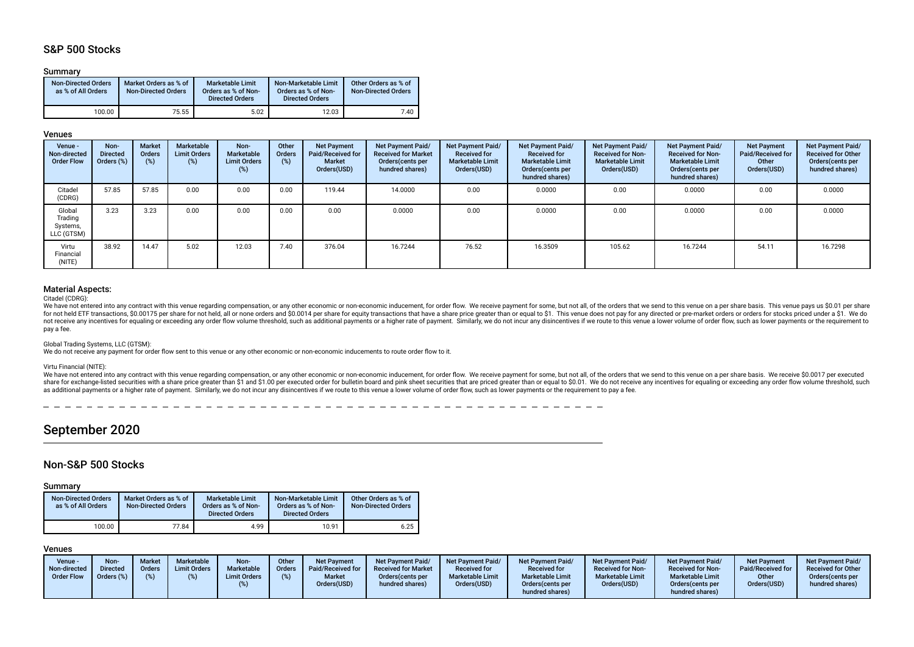## S&P 500 Stocks

### Summary

| Non-Directed Orders as % of All Orders | Market Orders as % of Non-Directed Orders | Marketable Limit Orders as % of Non-Directed Orders | Non-Marketable Limit Orders as % of Non-Directed Orders | Other Orders as % of Non-Directed Orders |
|---|---|---|---|---|
| 100.00 | 75.55 | 5.02 | 12.03 | 7.40 |

### Venues

| Venue - Non-directed Order Flow | Non-Directed Orders (%) | Market Orders (%) | Marketable Limit Orders (%) | Non-Marketable Limit Orders (%) | Other Orders (%) | Net Payment Paid/Received for Market Orders(USD) | Net Payment Paid/Received for Market Orders(cents per hundred shares) | Net Payment Paid/Received for Marketable Limit Orders(USD) | Net Payment Paid/Received for Marketable Limit Orders(cents per hundred shares) | Net Payment Paid/Received for Non-Marketable Limit Orders(USD) | Net Payment Paid/Received for Non-Marketable Limit Orders(cents per hundred shares) | Net Payment Paid/Received for Other Orders(USD) | Net Payment Paid/Received for Other Orders(cents per hundred shares) |
|---|---|---|---|---|---|---|---|---|---|---|---|---|---|
| Citadel (CDRG) | 57.85 | 57.85 | 0.00 | 0.00 | 0.00 | 119.44 | 14.0000 | 0.00 | 0.0000 | 0.00 | 0.0000 | 0.00 | 0.0000 |
| Global Trading Systems, LLC (GTSM) | 3.23 | 3.23 | 0.00 | 0.00 | 0.00 | 0.00 | 0.0000 | 0.00 | 0.0000 | 0.00 | 0.0000 | 0.00 | 0.0000 |
| Virtu Financial (NITE) | 38.92 | 14.47 | 5.02 | 12.03 | 7.40 | 376.04 | 16.7244 | 76.52 | 16.3509 | 105.62 | 16.7244 | 54.11 | 16.7298 |

### Material Aspects:

Citadel (CDRG):

We have not entered into any contract with this venue regarding compensation, or any other economic or non-economic inducement, for order flow. We receive payment for some, but not all, of the orders that we send to this venue on a per share basis. This venue pays us $0.01 per share for not held ETF transactions, $0.00175 per share for not held, all or none orders and $0.0014 per share for equity transactions that have a share price greater than or equal to $1. This venue does not pay for any directed or pre-market orders or orders for stocks priced under a $1. We do not receive any incentives for equaling or exceeding any order flow volume threshold, such as additional payments or a higher rate of payment. Similarly, we do not incur any disincentives if we route to this venue a lower volume of order flow, such as lower payments or the requirement to pay a fee.

Global Trading Systems, LLC (GTSM):

We do not receive any payment for order flow sent to this venue or any other economic or non-economic inducements to route order flow to it.

Virtu Financial (NITE):

We have not entered into any contract with this venue regarding compensation, or any other economic or non-economic inducement, for order flow. We receive payment for some, but not all, of the orders that we send to this venue on a per share basis. We receive $0.0017 per executed share for exchange-listed securities with a share price greater than $1 and $1.00 per executed order for bulletin board and pink sheet securities that are priced greater than or equal to $0.01. We do not receive any incentives for equaling or exceeding any order flow volume threshold, such as additional payments or a higher rate of payment. Similarly, we do not incur any disincentives if we route to this venue a lower volume of order flow, such as lower payments or the requirement to pay a fee.

# September 2020

## Non-S&P 500 Stocks

### Summary

| Non-Directed Orders as % of All Orders | Market Orders as % of Non-Directed Orders | Marketable Limit Orders as % of Non-Directed Orders | Non-Marketable Limit Orders as % of Non-Directed Orders | Other Orders as % of Non-Directed Orders |
|---|---|---|---|---|
| 100.00 | 77.84 | 4.99 | 10.91 | 6.25 |

### Venues

| Venue - Non-directed Order Flow | Non-Directed Orders (%) | Market Orders (%) | Marketable Limit Orders (%) | Non-Marketable Limit Orders (%) | Other Orders (%) | Net Payment Paid/Received for Market Orders(USD) | Net Payment Paid/Received for Market Orders(cents per hundred shares) | Net Payment Paid/Received for Marketable Limit Orders(USD) | Net Payment Paid/Received for Marketable Limit Orders(cents per hundred shares) | Net Payment Paid/Received for Non-Marketable Limit Orders(USD) | Net Payment Paid/Received for Non-Marketable Limit Orders(cents per hundred shares) | Net Payment Paid/Received for Other Orders(USD) | Net Payment Paid/Received for Other Orders(cents per hundred shares) |
|---|---|---|---|---|---|---|---|---|---|---|---|---|---|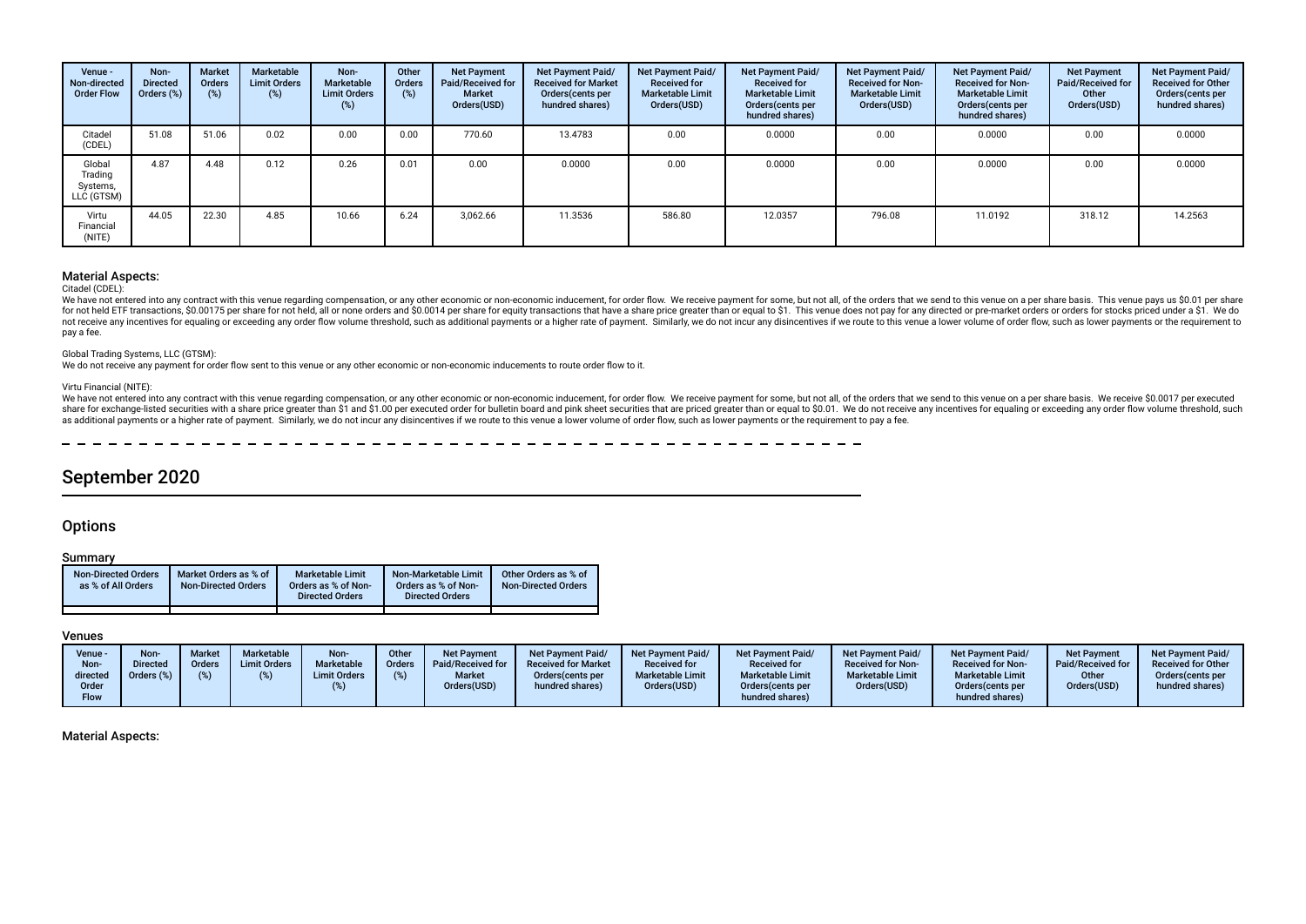| Venue - Non-directed Order Flow | Non-Directed Orders (%) | Market Orders (%) | Marketable Limit Orders (%) | Non-Marketable Limit Orders (%) | Other Orders (%) | Net Payment Paid/Received for Market Orders(USD) | Net Payment Paid/ Received for Market Orders(cents per hundred shares) | Net Payment Paid/ Received for Marketable Limit Orders(USD) | Net Payment Paid/ Received for Marketable Limit Orders(cents per hundred shares) | Net Payment Paid/ Received for Non-Marketable Limit Orders(USD) | Net Payment Paid/ Received for Non-Marketable Limit Orders(cents per hundred shares) | Net Payment Paid/Received for Other Orders(USD) | Net Payment Paid/ Received for Other Orders(cents per hundred shares) |
|---|---|---|---|---|---|---|---|---|---|---|---|---|---|
| Citadel (CDEL) | 51.08 | 51.06 | 0.02 | 0.00 | 0.00 | 770.60 | 13.4783 | 0.00 | 0.0000 | 0.00 | 0.0000 | 0.00 | 0.0000 |
| Global Trading Systems, LLC (GTSM) | 4.87 | 4.48 | 0.12 | 0.26 | 0.01 | 0.00 | 0.0000 | 0.00 | 0.0000 | 0.00 | 0.0000 | 0.00 | 0.0000 |
| Virtu Financial (NITE) | 44.05 | 22.30 | 4.85 | 10.66 | 6.24 | 3,062.66 | 11.3536 | 586.80 | 12.0357 | 796.08 | 11.0192 | 318.12 | 14.2563 |

### Material Aspects:

Citadel (CDEL):

We have not entered into any contract with this venue regarding compensation, or any other economic or non-economic inducement, for order flow. We receive payment for some, but not all, of the orders that we send to this venue on a per share basis. This venue pays us $0.01 per share for not held ETF transactions, $0.00175 per share for not held, all or none orders and $0.0014 per share for equity transactions that have a share price greater than or equal to $1. This venue does not pay for any directed or pre-market orders or orders for stocks priced under a $1. We do not receive any incentives for equaling or exceeding any order flow volume threshold, such as additional payments or a higher rate of payment. Similarly, we do not incur any disincentives if we route to this venue a lower volume of order flow, such as lower payments or the requirement to pay a fee.

Global Trading Systems, LLC (GTSM):

We do not receive any payment for order flow sent to this venue or any other economic or non-economic inducements to route order flow to it.

Virtu Financial (NITE):

We have not entered into any contract with this venue regarding compensation, or any other economic or non-economic inducement, for order flow. We receive payment for some, but not all, of the orders that we send to this venue on a per share basis. We receive $0.0017 per executed share for exchange-listed securities with a share price greater than $1 and $1.00 per executed order for bulletin board and pink sheet securities that are priced greater than or equal to $0.01. We do not receive any incentives for equaling or exceeding any order flow volume threshold, such as additional payments or a higher rate of payment. Similarly, we do not incur any disincentives if we route to this venue a lower volume of order flow, such as lower payments or the requirement to pay a fee.

# September 2020

## Options

### Summary

| Non-Directed Orders as % of All Orders | Market Orders as % of Non-Directed Orders | Marketable Limit Orders as % of Non-Directed Orders | Non-Marketable Limit Orders as % of Non-Directed Orders | Other Orders as % of Non-Directed Orders |
|---|---|---|---|---|
| | | | | |

### Venues

| Venue - Non-directed Order Flow | Non-Directed Orders (%) | Market Orders (%) | Marketable Limit Orders (%) | Non-Marketable Limit Orders (%) | Other Orders (%) | Net Payment Paid/Received for Market Orders(USD) | Net Payment Paid/ Received for Market Orders(cents per hundred shares) | Net Payment Paid/ Received for Marketable Limit Orders(USD) | Net Payment Paid/ Received for Marketable Limit Orders(cents per hundred shares) | Net Payment Paid/ Received for Non-Marketable Limit Orders(USD) | Net Payment Paid/ Received for Non-Marketable Limit Orders(cents per hundred shares) | Net Payment Paid/Received for Other Orders(USD) | Net Payment Paid/ Received for Other Orders(cents per hundred shares) |
|---|---|---|---|---|---|---|---|---|---|---|---|---|---|

### Material Aspects: